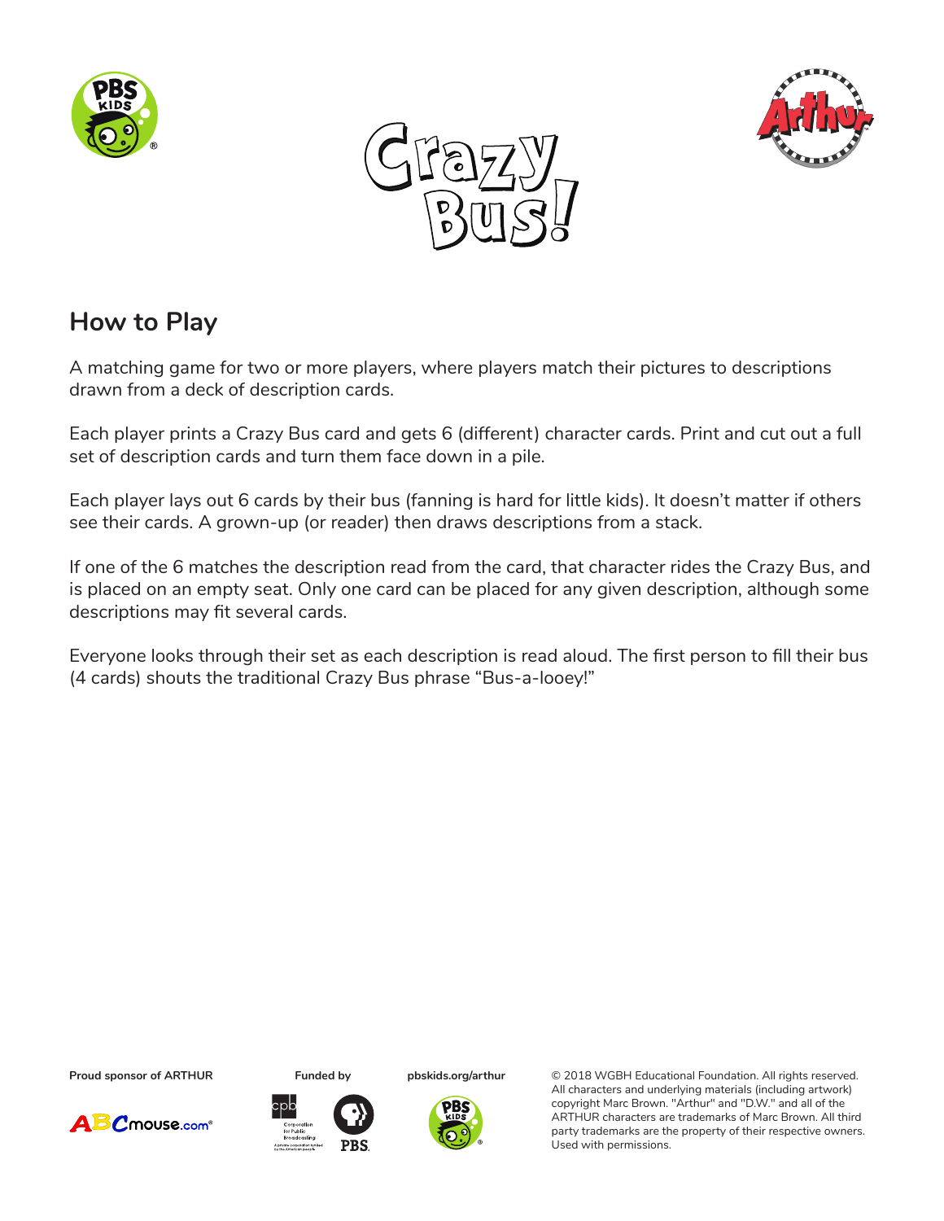# Crazy Bus!

## How to Play

A matching game for two or more players, where players match their pictures to descriptions drawn from a deck of description cards.

Each player prints a Crazy Bus card and gets 6 (different) character cards. Print and cut out a full set of description cards and turn them face down in a pile.

Each player lays out 6 cards by their bus (fanning is hard for little kids). It doesn't matter if others see their cards. A grown-up (or reader) then draws descriptions from a stack.

If one of the 6 matches the description read from the card, that character rides the Crazy Bus, and is placed on an empty seat. Only one card can be placed for any given description, although some descriptions may fit several cards.

Everyone looks through their set as each description is read aloud. The first person to fill their bus (4 cards) shouts the traditional Crazy Bus phrase "Bus-a-looey!"

**Proud sponsor of ARTHUR**

**Funded by**

**pbskids.org/arthur**

© 2018 WGBH Educational Foundation. All rights reserved. All characters and underlying materials (including artwork) copyright Marc Brown. "Arthur" and "D.W." and all of the ARTHUR characters are trademarks of Marc Brown. All third party trademarks are the property of their respective owners. Used with permissions.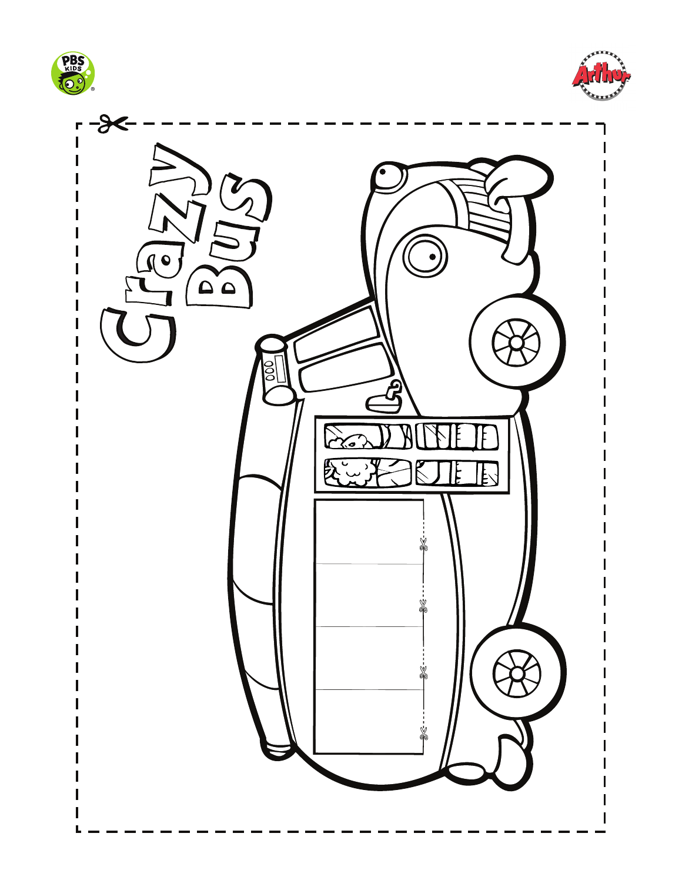# Crazy Bus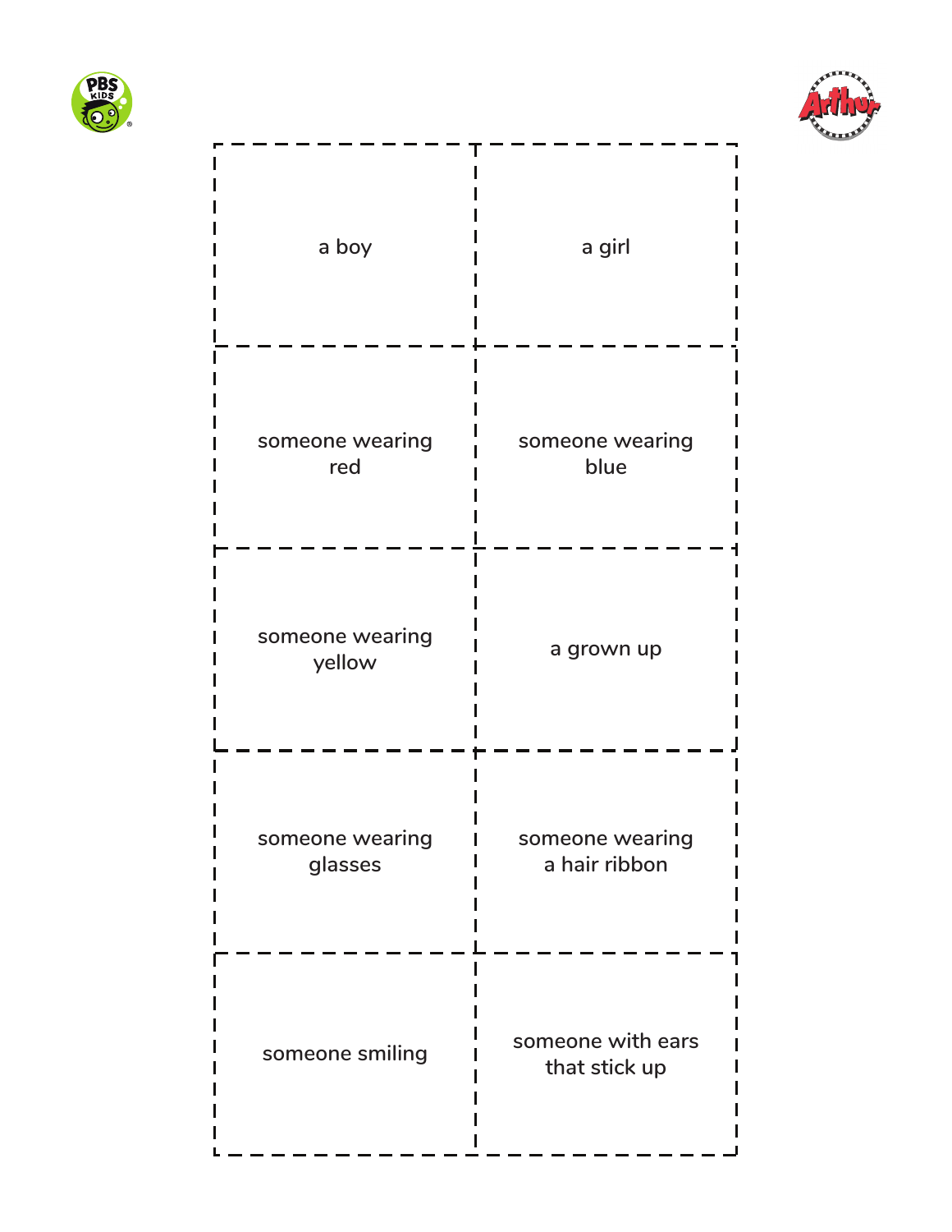| | |
|---|---|
| a boy | a girl |
| someone wearing red | someone wearing blue |
| someone wearing yellow | a grown up |
| someone wearing glasses | someone wearing a hair ribbon |
| someone smiling | someone with ears that stick up |